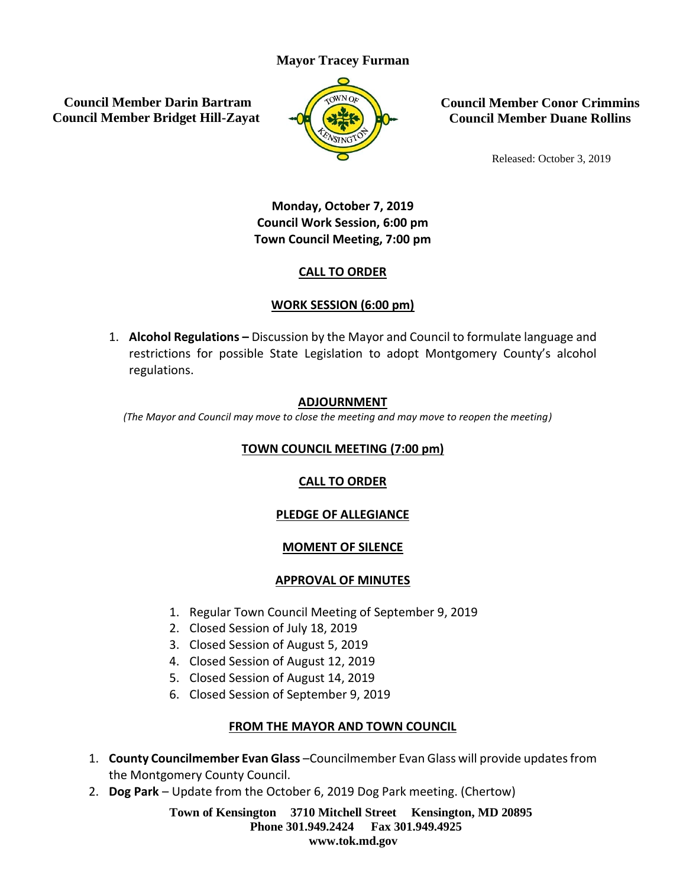**Mayor Tracey Furman**

**Council Member Darin Bartram**
**Council Member Bridget Hill-Zayat**

**Council Member Conor Crimmins**
**Council Member Duane Rollins**

Released: October 3, 2019

**Monday, October 7, 2019**
**Council Work Session, 6:00 pm**
**Town Council Meeting, 7:00 pm**

## CALL TO ORDER

## WORK SESSION (6:00 pm)

1. **Alcohol Regulations –** Discussion by the Mayor and Council to formulate language and restrictions for possible State Legislation to adopt Montgomery County's alcohol regulations.

## ADJOURNMENT

*(The Mayor and Council may move to close the meeting and may move to reopen the meeting)*

## TOWN COUNCIL MEETING (7:00 pm)

## CALL TO ORDER

## PLEDGE OF ALLEGIANCE

## MOMENT OF SILENCE

## APPROVAL OF MINUTES

1. Regular Town Council Meeting of September 9, 2019
2. Closed Session of July 18, 2019
3. Closed Session of August 5, 2019
4. Closed Session of August 12, 2019
5. Closed Session of August 14, 2019
6. Closed Session of September 9, 2019

## FROM THE MAYOR AND TOWN COUNCIL

1. **County Councilmember Evan Glass** –Councilmember Evan Glass will provide updates from the Montgomery County Council.
2. **Dog Park** – Update from the October 6, 2019 Dog Park meeting. (Chertow)

**Town of Kensington 3710 Mitchell Street Kensington, MD 20895**
**Phone 301.949.2424 Fax 301.949.4925**
**www.tok.md.gov**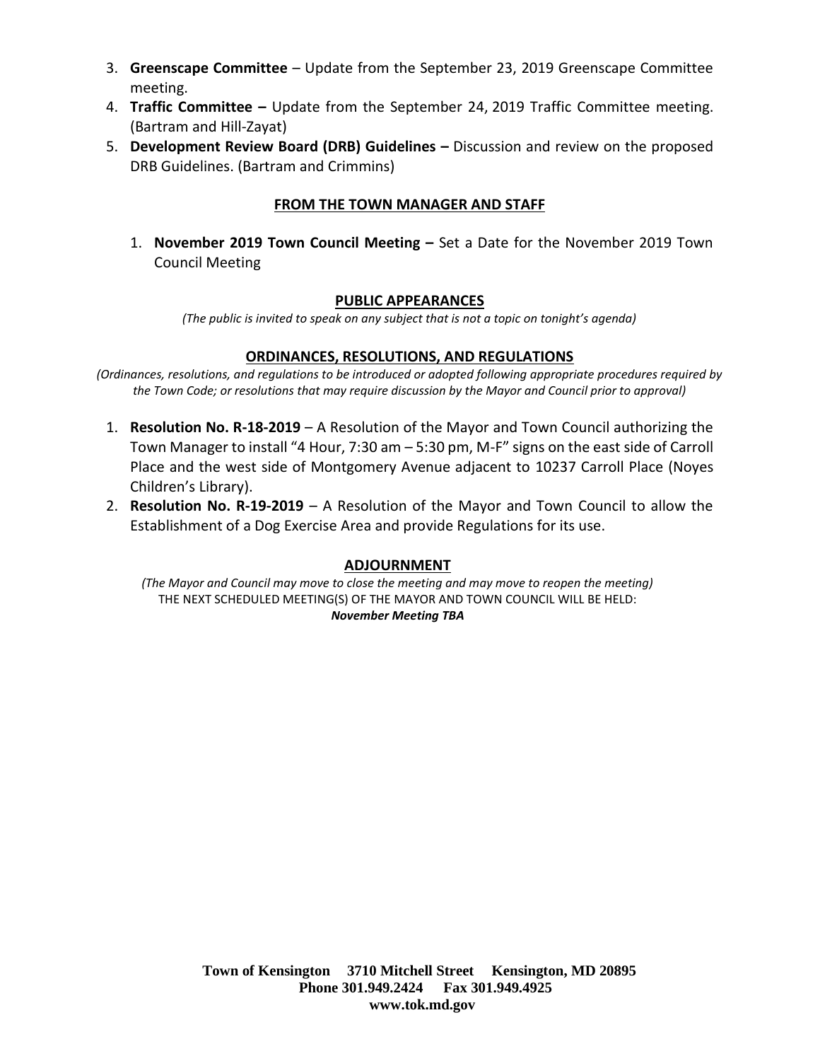3. **Greenscape Committee** – Update from the September 23, 2019 Greenscape Committee meeting.
4. **Traffic Committee –** Update from the September 24, 2019 Traffic Committee meeting. (Bartram and Hill-Zayat)
5. **Development Review Board (DRB) Guidelines –** Discussion and review on the proposed DRB Guidelines. (Bartram and Crimmins)

## FROM THE TOWN MANAGER AND STAFF

1. **November 2019 Town Council Meeting –** Set a Date for the November 2019 Town Council Meeting

## PUBLIC APPEARANCES

*(The public is invited to speak on any subject that is not a topic on tonight's agenda)*

## ORDINANCES, RESOLUTIONS, AND REGULATIONS

*(Ordinances, resolutions, and regulations to be introduced or adopted following appropriate procedures required by the Town Code; or resolutions that may require discussion by the Mayor and Council prior to approval)*

1. **Resolution No. R-18-2019** – A Resolution of the Mayor and Town Council authorizing the Town Manager to install "4 Hour, 7:30 am – 5:30 pm, M-F" signs on the east side of Carroll Place and the west side of Montgomery Avenue adjacent to 10237 Carroll Place (Noyes Children's Library).
2. **Resolution No. R-19-2019** – A Resolution of the Mayor and Town Council to allow the Establishment of a Dog Exercise Area and provide Regulations for its use.

## ADJOURNMENT

*(The Mayor and Council may move to close the meeting and may move to reopen the meeting)*
THE NEXT SCHEDULED MEETING(S) OF THE MAYOR AND TOWN COUNCIL WILL BE HELD:
***November Meeting TBA***

**Town of Kensington 3710 Mitchell Street Kensington, MD 20895**
**Phone 301.949.2424 Fax 301.949.4925**
**www.tok.md.gov**